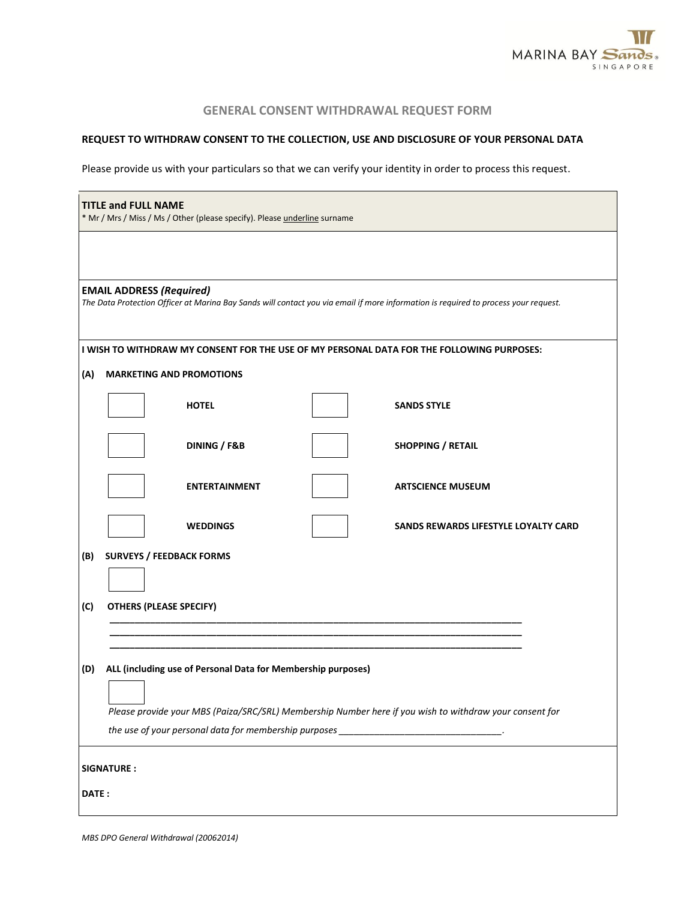# GENERAL CONSENT WITHDRAWAL REQUEST FORM

## REQUEST TO WITHDRAW CONSENT TO THE COLLECTION, USE AND DISCLOSURE OF YOUR PERSONAL DATA

Please provide us with your particulars so that we can verify your identity in order to process this request.

**TITLE and FULL NAME**
* Mr / Mrs / Miss / Ms / Other (please specify). Please underline surname

**EMAIL ADDRESS** ***(Required)***
*The Data Protection Officer at Marina Bay Sands will contact you via email if more information is required to process your request.*

**I WISH TO WITHDRAW MY CONSENT FOR THE USE OF MY PERSONAL DATA FOR THE FOLLOWING PURPOSES:**

**(A) MARKETING AND PROMOTIONS**

| | | | |
|---|---|---|---|
| ☐ | **HOTEL** | ☐ | **SANDS STYLE** |
| ☐ | **DINING / F&B** | ☐ | **SHOPPING / RETAIL** |
| ☐ | **ENTERTAINMENT** | ☐ | **ARTSCIENCE MUSEUM** |
| ☐ | **WEDDINGS** | ☐ | **SANDS REWARDS LIFESTYLE LOYALTY CARD** |

**(B) SURVEYS / FEEDBACK FORMS**

☐

**(C) OTHERS (PLEASE SPECIFY)**

______________________________________________________________________________
______________________________________________________________________________
______________________________________________________________________________

**(D) ALL (including use of Personal Data for Membership purposes)**

☐

*Please provide your MBS (Paiza/SRC/SRL) Membership Number here if you wish to withdraw your consent for the use of your personal data for membership purposes* ________________________________.

**SIGNATURE :**

**DATE :**

*MBS DPO General Withdrawal (20062014)*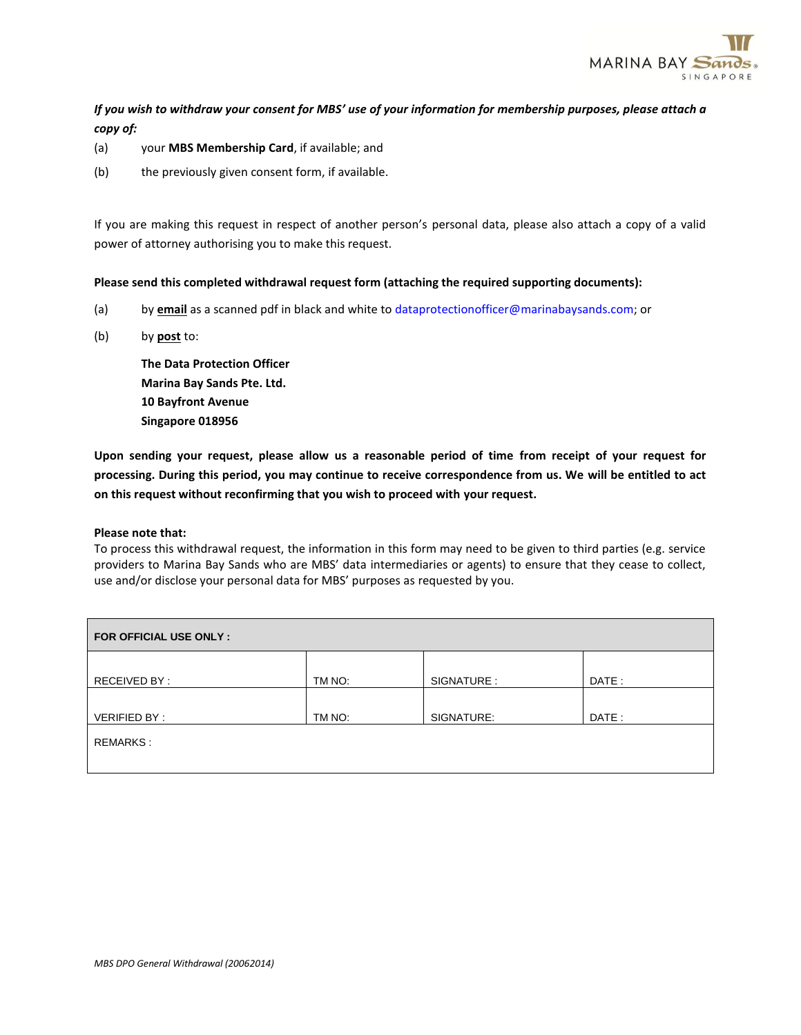*If you wish to withdraw your consent for MBS' use of your information for membership purposes, please attach a copy of:*

(a) your **MBS Membership Card**, if available; and

(b) the previously given consent form, if available.

If you are making this request in respect of another person's personal data, please also attach a copy of a valid power of attorney authorising you to make this request.

**Please send this completed withdrawal request form (attaching the required supporting documents):**

(a) by **email** as a scanned pdf in black and white to dataprotectionofficer@marinabaysands.com; or

(b) by **post** to:

**The Data Protection Officer**
**Marina Bay Sands Pte. Ltd.**
**10 Bayfront Avenue**
**Singapore 018956**

**Upon sending your request, please allow us a reasonable period of time from receipt of your request for processing. During this period, you may continue to receive correspondence from us. We will be entitled to act on this request without reconfirming that you wish to proceed with your request.**

**Please note that:**
To process this withdrawal request, the information in this form may need to be given to third parties (e.g. service providers to Marina Bay Sands who are MBS' data intermediaries or agents) to ensure that they cease to collect, use and/or disclose your personal data for MBS' purposes as requested by you.

| FOR OFFICIAL USE ONLY : | | | |
|---|---|---|---|
| RECEIVED BY : | TM NO: | SIGNATURE : | DATE : |
| VERIFIED BY : | TM NO: | SIGNATURE: | DATE : |
| REMARKS : | | | |

*MBS DPO General Withdrawal (20062014)*